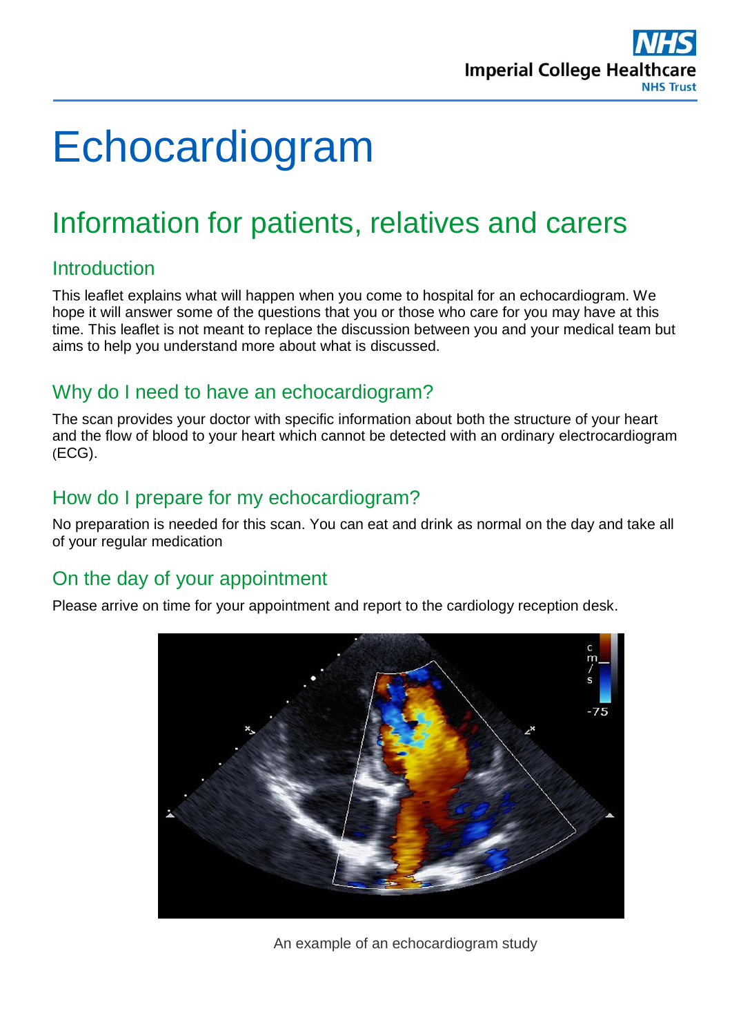# Echocardiogram

## Information for patients, relatives and carers

### Introduction

This leaflet explains what will happen when you come to hospital for an echocardiogram. We hope it will answer some of the questions that you or those who care for you may have at this time. This leaflet is not meant to replace the discussion between you and your medical team but aims to help you understand more about what is discussed.

### Why do I need to have an echocardiogram?

The scan provides your doctor with specific information about both the structure of your heart and the flow of blood to your heart which cannot be detected with an ordinary electrocardiogram (ECG).

### How do I prepare for my echocardiogram?

No preparation is needed for this scan. You can eat and drink as normal on the day and take all of your regular medication

### On the day of your appointment

Please arrive on time for your appointment and report to the cardiology reception desk.

An example of an echocardiogram study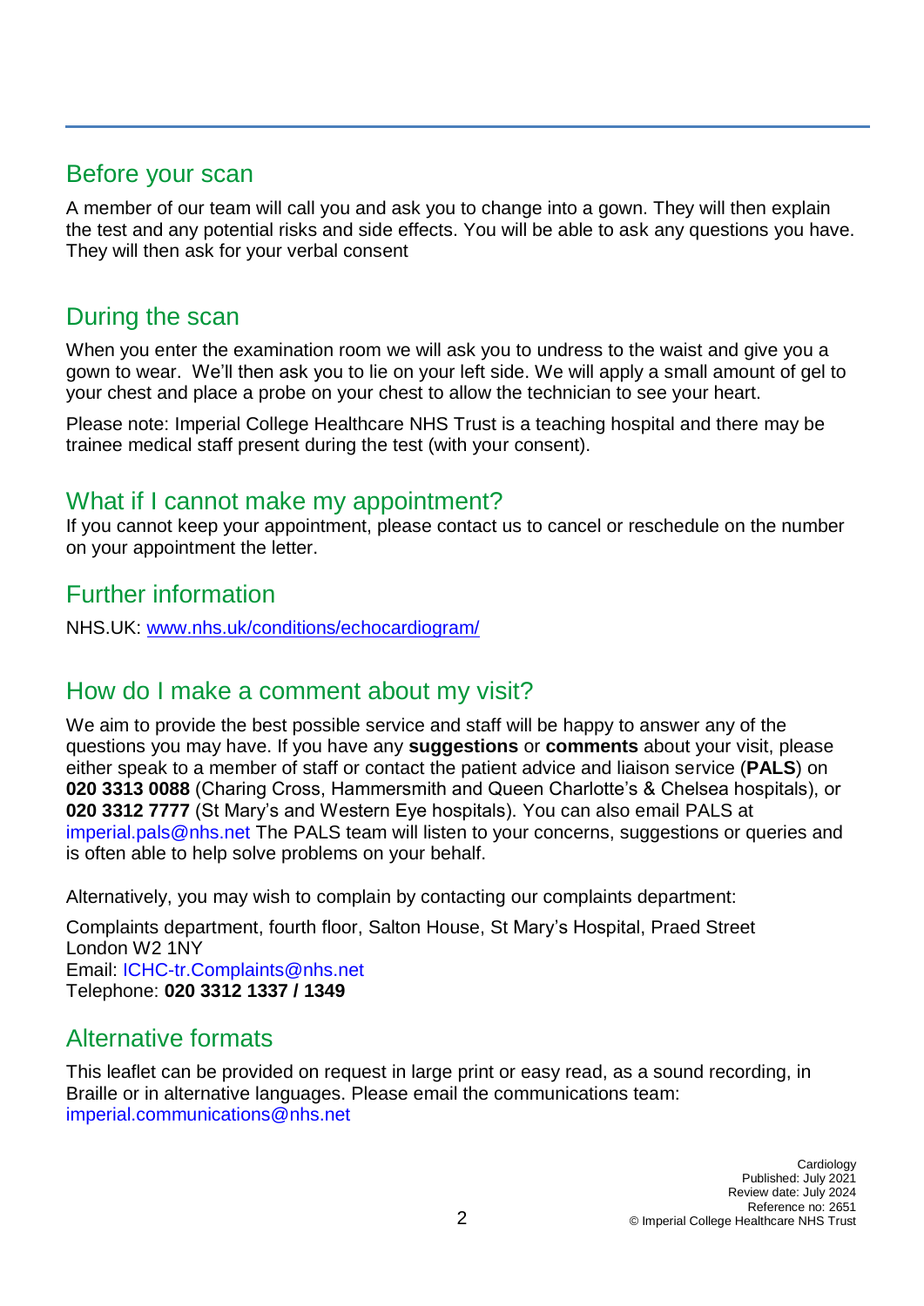## Before your scan

A member of our team will call you and ask you to change into a gown. They will then explain the test and any potential risks and side effects. You will be able to ask any questions you have. They will then ask for your verbal consent

## During the scan

When you enter the examination room we will ask you to undress to the waist and give you a gown to wear. We'll then ask you to lie on your left side. We will apply a small amount of gel to your chest and place a probe on your chest to allow the technician to see your heart.

Please note: Imperial College Healthcare NHS Trust is a teaching hospital and there may be trainee medical staff present during the test (with your consent).

## What if I cannot make my appointment?

If you cannot keep your appointment, please contact us to cancel or reschedule on the number on your appointment the letter.

## Further information

NHS.UK: [www.nhs.uk/conditions/echocardiogram/](http://www.nhs.uk/conditions/echocardiogram/)

## How do I make a comment about my visit?

We aim to provide the best possible service and staff will be happy to answer any of the questions you may have. If you have any **suggestions** or **comments** about your visit, please either speak to a member of staff or contact the patient advice and liaison service (**PALS**) on **020 3313 0088** (Charing Cross, Hammersmith and Queen Charlotte's & Chelsea hospitals), or **020 3312 7777** (St Mary's and Western Eye hospitals). You can also email PALS at imperial.pals@nhs.net The PALS team will listen to your concerns, suggestions or queries and is often able to help solve problems on your behalf.

Alternatively, you may wish to complain by contacting our complaints department:

Complaints department, fourth floor, Salton House, St Mary's Hospital, Praed Street
London W2 1NY
Email: ICHC-tr.Complaints@nhs.net
Telephone: **020 3312 1337 / 1349**

## Alternative formats

This leaflet can be provided on request in large print or easy read, as a sound recording, in Braille or in alternative languages. Please email the communications team: imperial.communications@nhs.net

Cardiology
Published: July 2021
Review date: July 2024
Reference no: 2651
© Imperial College Healthcare NHS Trust